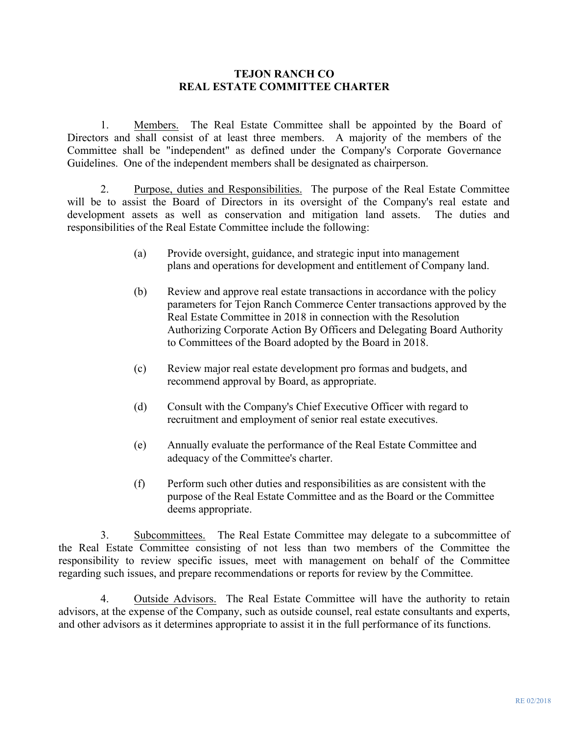# TEJON RANCH CO
# REAL ESTATE COMMITTEE CHARTER

1. Members. The Real Estate Committee shall be appointed by the Board of Directors and shall consist of at least three members. A majority of the members of the Committee shall be "independent" as defined under the Company's Corporate Governance Guidelines. One of the independent members shall be designated as chairperson.

2. Purpose, duties and Responsibilities. The purpose of the Real Estate Committee will be to assist the Board of Directors in its oversight of the Company's real estate and development assets as well as conservation and mitigation land assets. The duties and responsibilities of the Real Estate Committee include the following:

   (a) Provide oversight, guidance, and strategic input into management plans and operations for development and entitlement of Company land.

   (b) Review and approve real estate transactions in accordance with the policy parameters for Tejon Ranch Commerce Center transactions approved by the Real Estate Committee in 2018 in connection with the Resolution Authorizing Corporate Action By Officers and Delegating Board Authority to Committees of the Board adopted by the Board in 2018.

   (c) Review major real estate development pro formas and budgets, and recommend approval by Board, as appropriate.

   (d) Consult with the Company's Chief Executive Officer with regard to recruitment and employment of senior real estate executives.

   (e) Annually evaluate the performance of the Real Estate Committee and adequacy of the Committee's charter.

   (f) Perform such other duties and responsibilities as are consistent with the purpose of the Real Estate Committee and as the Board or the Committee deems appropriate.

3. Subcommittees. The Real Estate Committee may delegate to a subcommittee of the Real Estate Committee consisting of not less than two members of the Committee the responsibility to review specific issues, meet with management on behalf of the Committee regarding such issues, and prepare recommendations or reports for review by the Committee.

4. Outside Advisors. The Real Estate Committee will have the authority to retain advisors, at the expense of the Company, such as outside counsel, real estate consultants and experts, and other advisors as it determines appropriate to assist it in the full performance of its functions.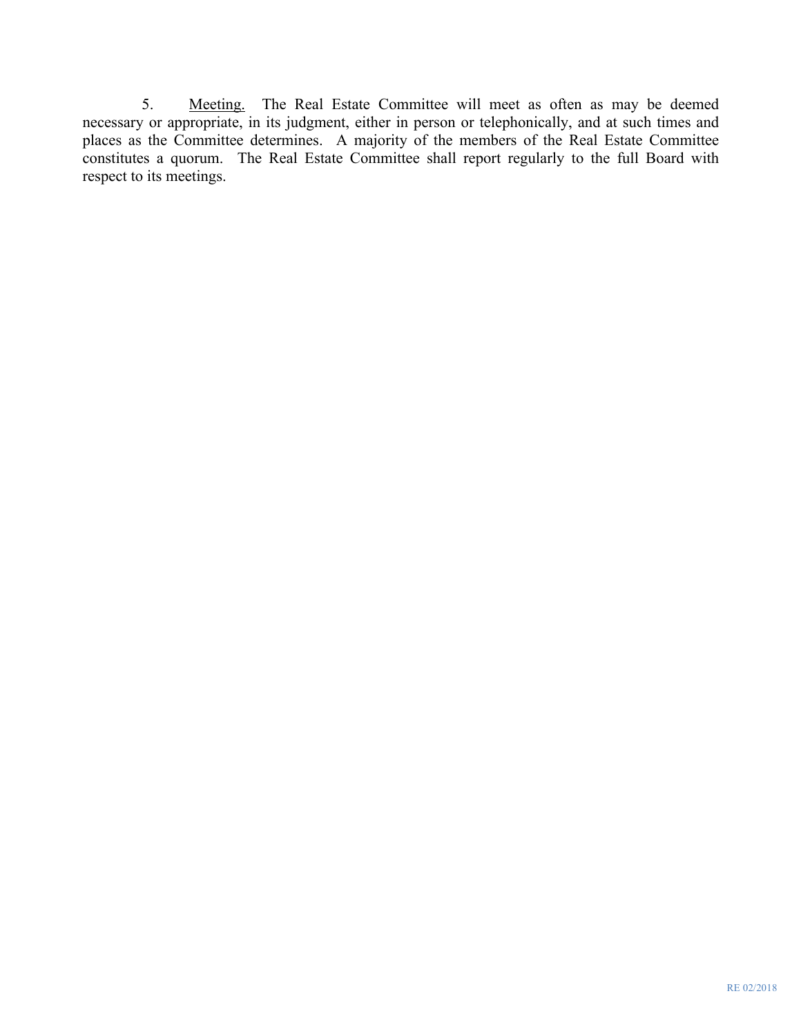5. <u>Meeting.</u> The Real Estate Committee will meet as often as may be deemed necessary or appropriate, in its judgment, either in person or telephonically, and at such times and places as the Committee determines. A majority of the members of the Real Estate Committee constitutes a quorum. The Real Estate Committee shall report regularly to the full Board with respect to its meetings.